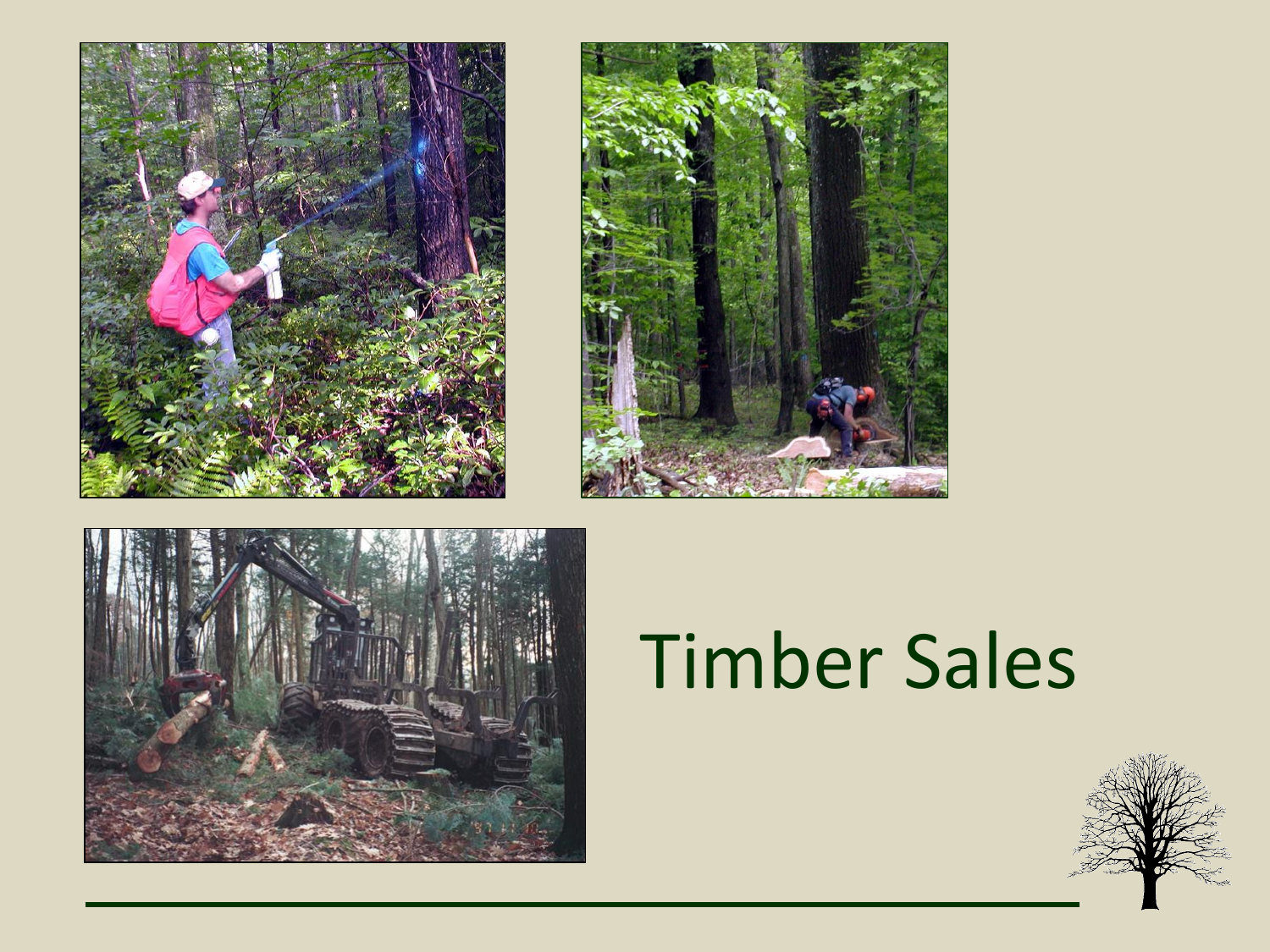# Timber Sales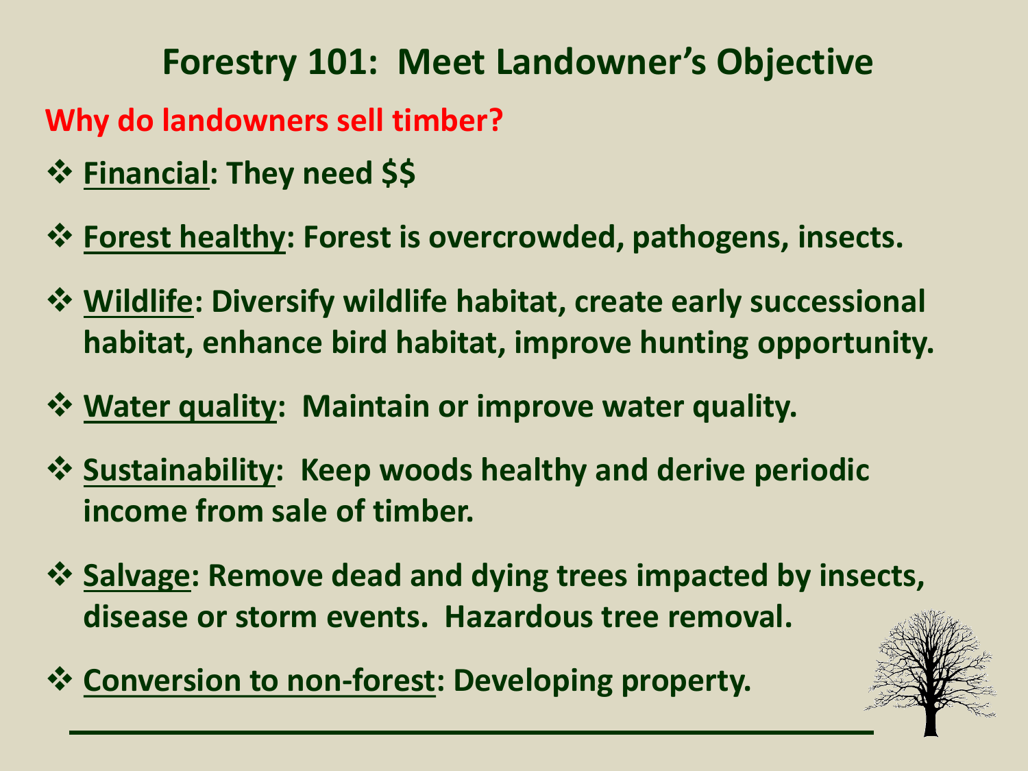# Forestry 101: Meet Landowner's Objective

**Why do landowners sell timber?**

- **<u>Financial</u>: They need $$**
- **<u>Forest healthy</u>: Forest is overcrowded, pathogens, insects.**
- **<u>Wildlife</u>: Diversify wildlife habitat, create early successional habitat, enhance bird habitat, improve hunting opportunity.**
- **<u>Water quality</u>: Maintain or improve water quality.**
- **<u>Sustainability</u>: Keep woods healthy and derive periodic income from sale of timber.**
- **<u>Salvage</u>: Remove dead and dying trees impacted by insects, disease or storm events. Hazardous tree removal.**
- **<u>Conversion to non-forest</u>: Developing property.**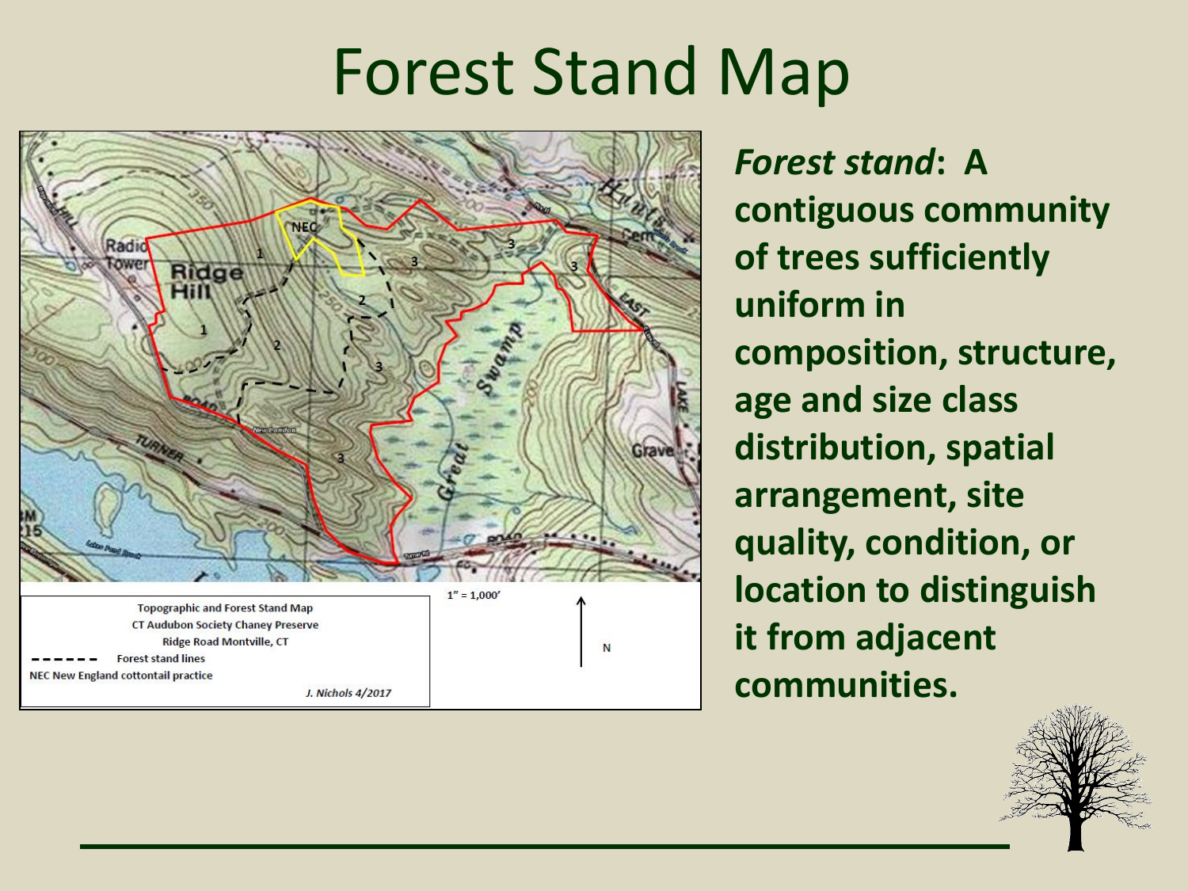# Forest Stand Map

Topographic and Forest Stand Map
CT Audubon Society Chaney Preserve
Ridge Road Montville, CT

- - - - - - Forest stand lines

NEC New England cottontail practice

*J. Nichols 4/2017*

1" = 1,000'

N

***Forest stand*: A contiguous community of trees sufficiently uniform in composition, structure, age and size class distribution, spatial arrangement, site quality, condition, or location to distinguish it from adjacent communities.**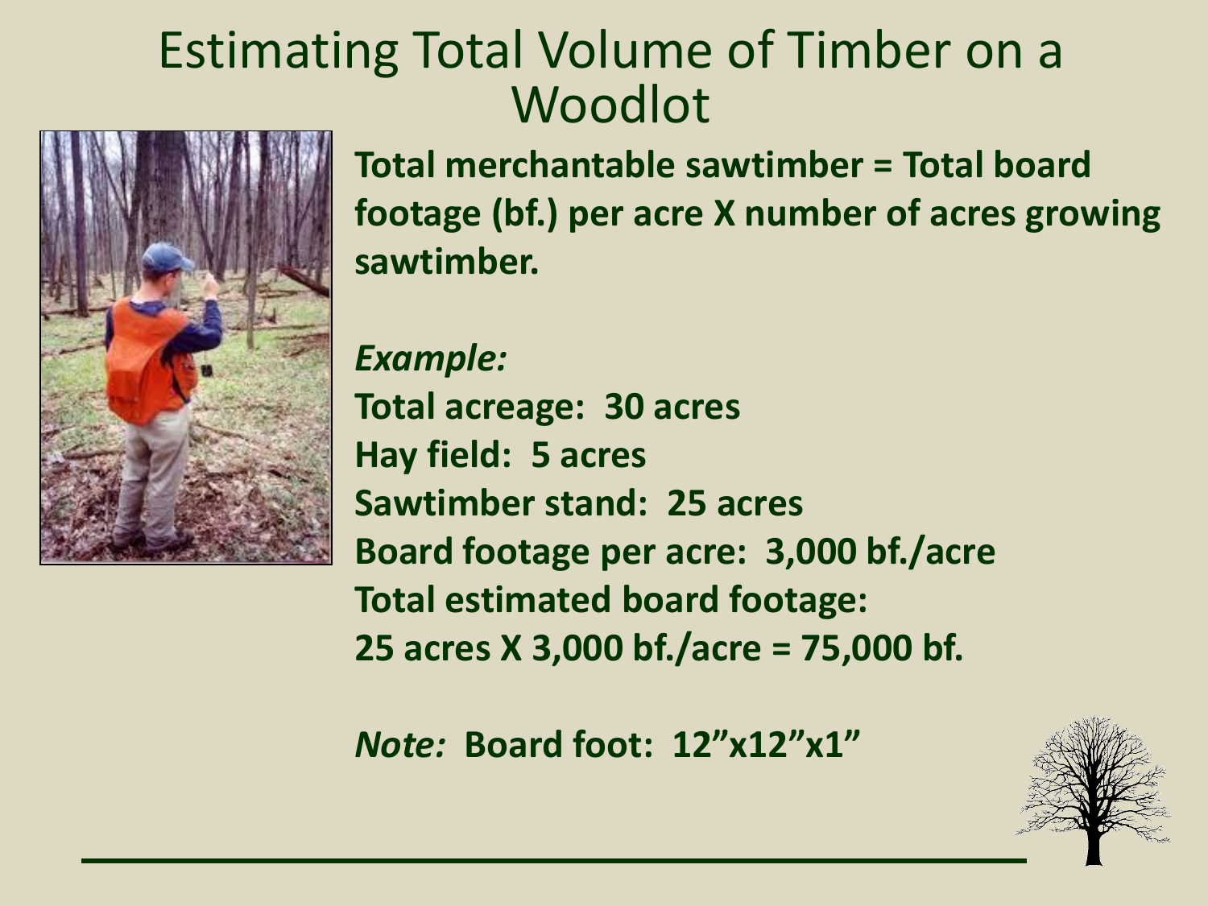# Estimating Total Volume of Timber on a Woodlot

**Total merchantable sawtimber = Total board footage (bf.) per acre X number of acres growing sawtimber.**

***Example:***

**Total acreage: 30 acres**
**Hay field: 5 acres**
**Sawtimber stand: 25 acres**
**Board footage per acre: 3,000 bf./acre**
**Total estimated board footage:**
**25 acres X 3,000 bf./acre = 75,000 bf.**

***Note:*** **Board foot: 12”x12”x1”**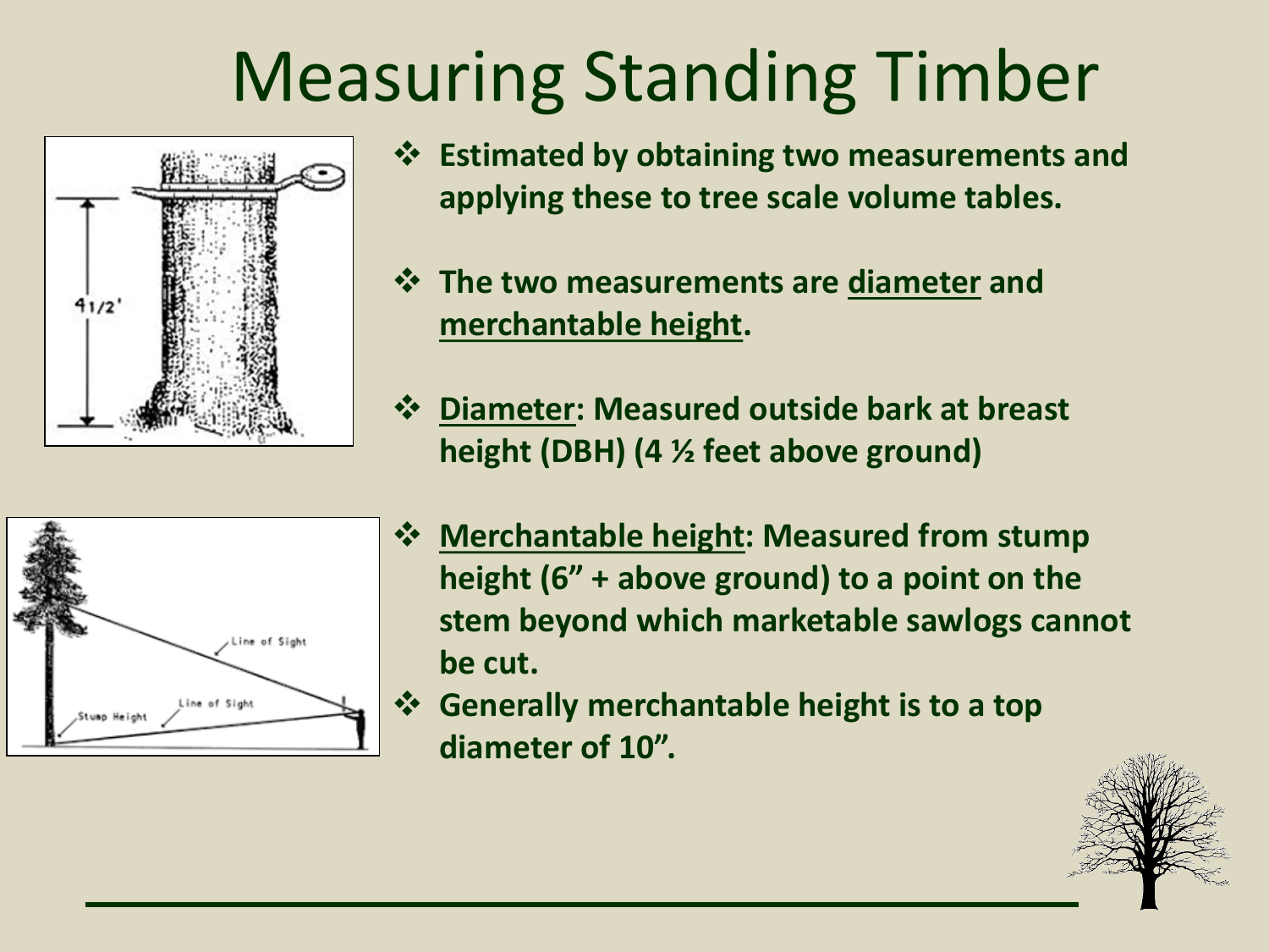# Measuring Standing Timber

- **Estimated by obtaining two measurements and applying these to tree scale volume tables.**
- **The two measurements are diameter and merchantable height.**
- **Diameter: Measured outside bark at breast height (DBH) (4 ½ feet above ground)**
- **Merchantable height: Measured from stump height (6" + above ground) to a point on the stem beyond which marketable sawlogs cannot be cut.**
- **Generally merchantable height is to a top diameter of 10".**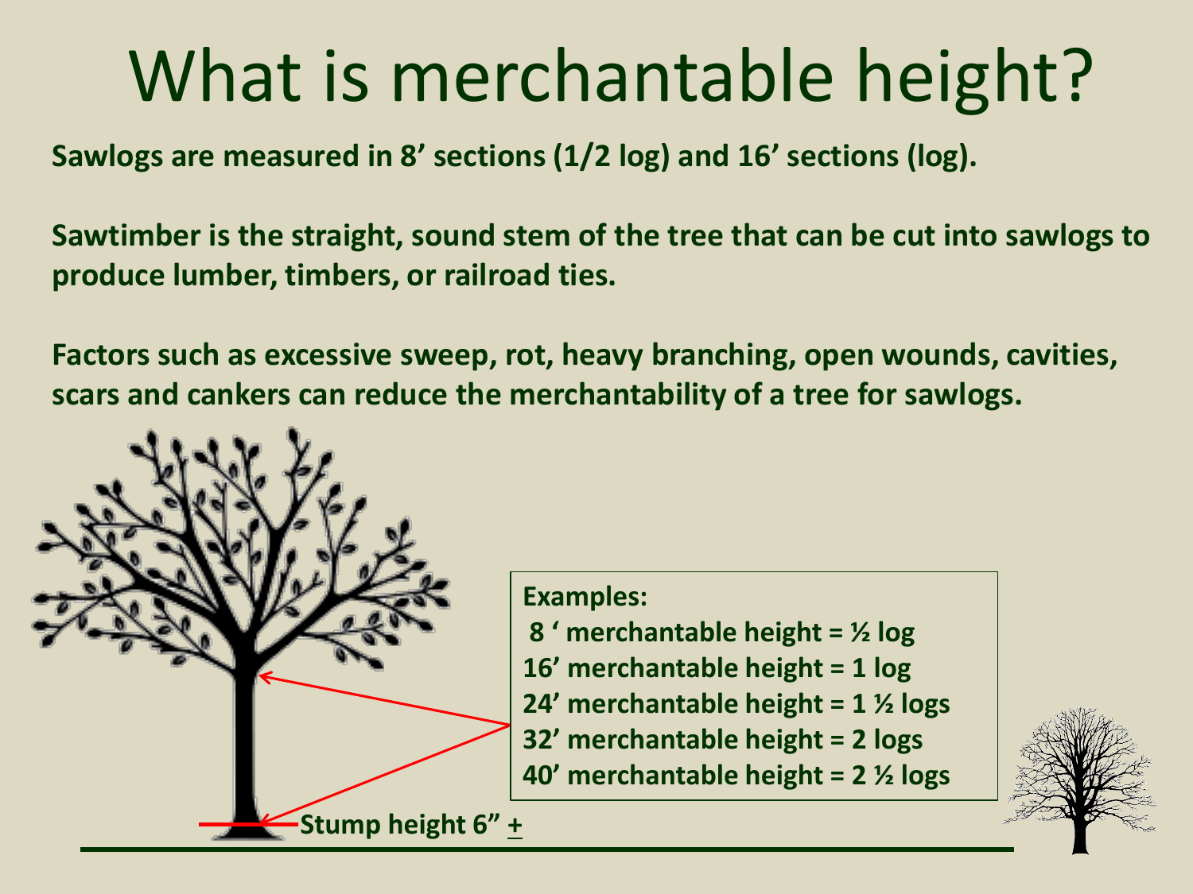# What is merchantable height?

**Sawlogs are measured in 8' sections (1/2 log) and 16' sections (log).**

**Sawtimber is the straight, sound stem of the tree that can be cut into sawlogs to produce lumber, timbers, or railroad ties.**

**Factors such as excessive sweep, rot, heavy branching, open wounds, cavities, scars and cankers can reduce the merchantability of a tree for sawlogs.**

**Examples:**

- **8 ' merchantable height = ½ log**
- **16' merchantable height = 1 log**
- **24' merchantable height = 1 ½ logs**
- **32' merchantable height = 2 logs**
- **40' merchantable height = 2 ½ logs**

**Stump height 6" ±**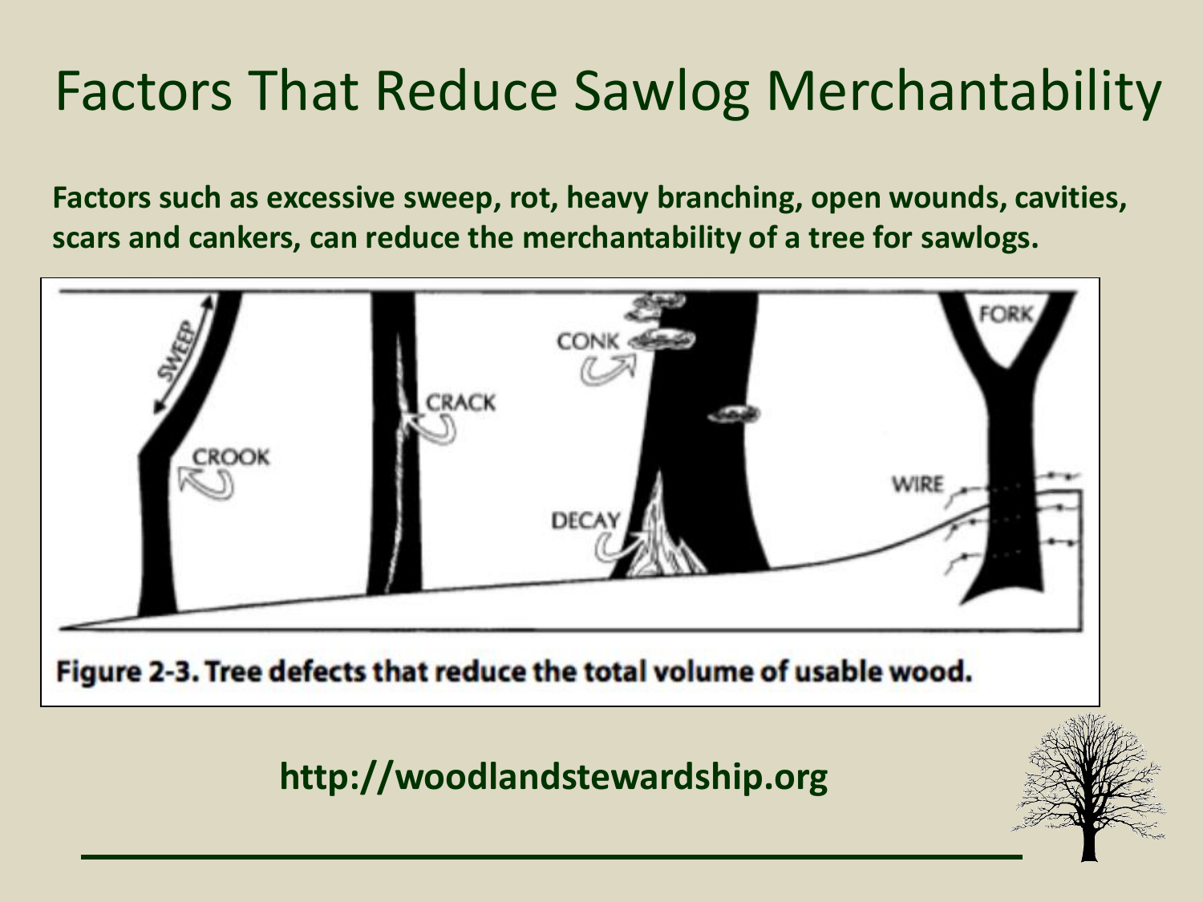# Factors That Reduce Sawlog Merchantability

**Factors such as excessive sweep, rot, heavy branching, open wounds, cavities, scars and cankers, can reduce the merchantability of a tree for sawlogs.**

Figure 2-3. Tree defects that reduce the total volume of usable wood.

**http://woodlandstewardship.org**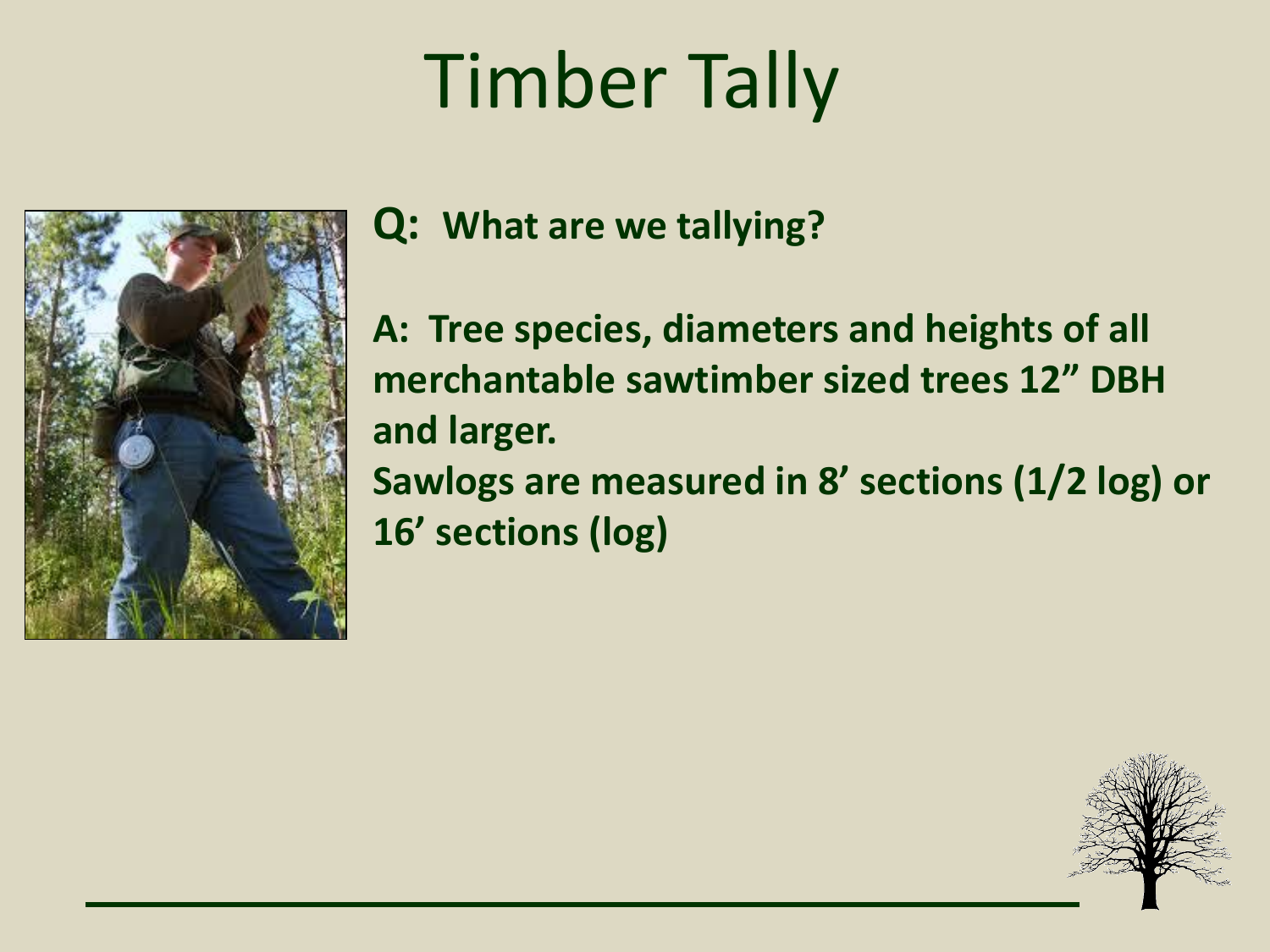# Timber Tally

**Q: What are we tallying?**

**A: Tree species, diameters and heights of all merchantable sawtimber sized trees 12" DBH and larger.**
**Sawlogs are measured in 8' sections (1/2 log) or 16' sections (log)**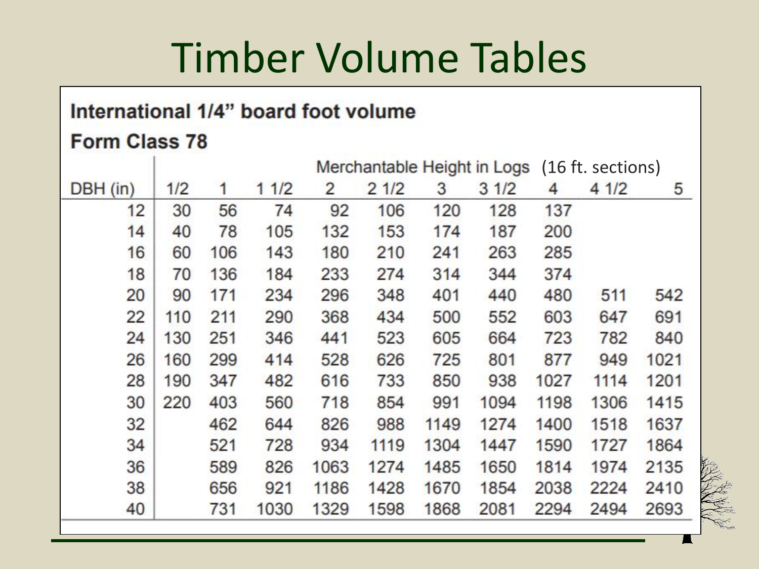# Timber Volume Tables

**International 1/4" board foot volume**

**Form Class 78**

| DBH (in) | Merchantable Height in Logs (16 ft. sections) | | | | | | | | | |
|---|---|---|---|---|---|---|---|---|---|---|
| | 1/2 | 1 | 1 1/2 | 2 | 2 1/2 | 3 | 3 1/2 | 4 | 4 1/2 | 5 |
| 12 | 30 | 56 | 74 | 92 | 106 | 120 | 128 | 137 | | |
| 14 | 40 | 78 | 105 | 132 | 153 | 174 | 187 | 200 | | |
| 16 | 60 | 106 | 143 | 180 | 210 | 241 | 263 | 285 | | |
| 18 | 70 | 136 | 184 | 233 | 274 | 314 | 344 | 374 | | |
| 20 | 90 | 171 | 234 | 296 | 348 | 401 | 440 | 480 | 511 | 542 |
| 22 | 110 | 211 | 290 | 368 | 434 | 500 | 552 | 603 | 647 | 691 |
| 24 | 130 | 251 | 346 | 441 | 523 | 605 | 664 | 723 | 782 | 840 |
| 26 | 160 | 299 | 414 | 528 | 626 | 725 | 801 | 877 | 949 | 1021 |
| 28 | 190 | 347 | 482 | 616 | 733 | 850 | 938 | 1027 | 1114 | 1201 |
| 30 | 220 | 403 | 560 | 718 | 854 | 991 | 1094 | 1198 | 1306 | 1415 |
| 32 | | 462 | 644 | 826 | 988 | 1149 | 1274 | 1400 | 1518 | 1637 |
| 34 | | 521 | 728 | 934 | 1119 | 1304 | 1447 | 1590 | 1727 | 1864 |
| 36 | | 589 | 826 | 1063 | 1274 | 1485 | 1650 | 1814 | 1974 | 2135 |
| 38 | | 656 | 921 | 1186 | 1428 | 1670 | 1854 | 2038 | 2224 | 2410 |
| 40 | | 731 | 1030 | 1329 | 1598 | 1868 | 2081 | 2294 | 2494 | 2693 |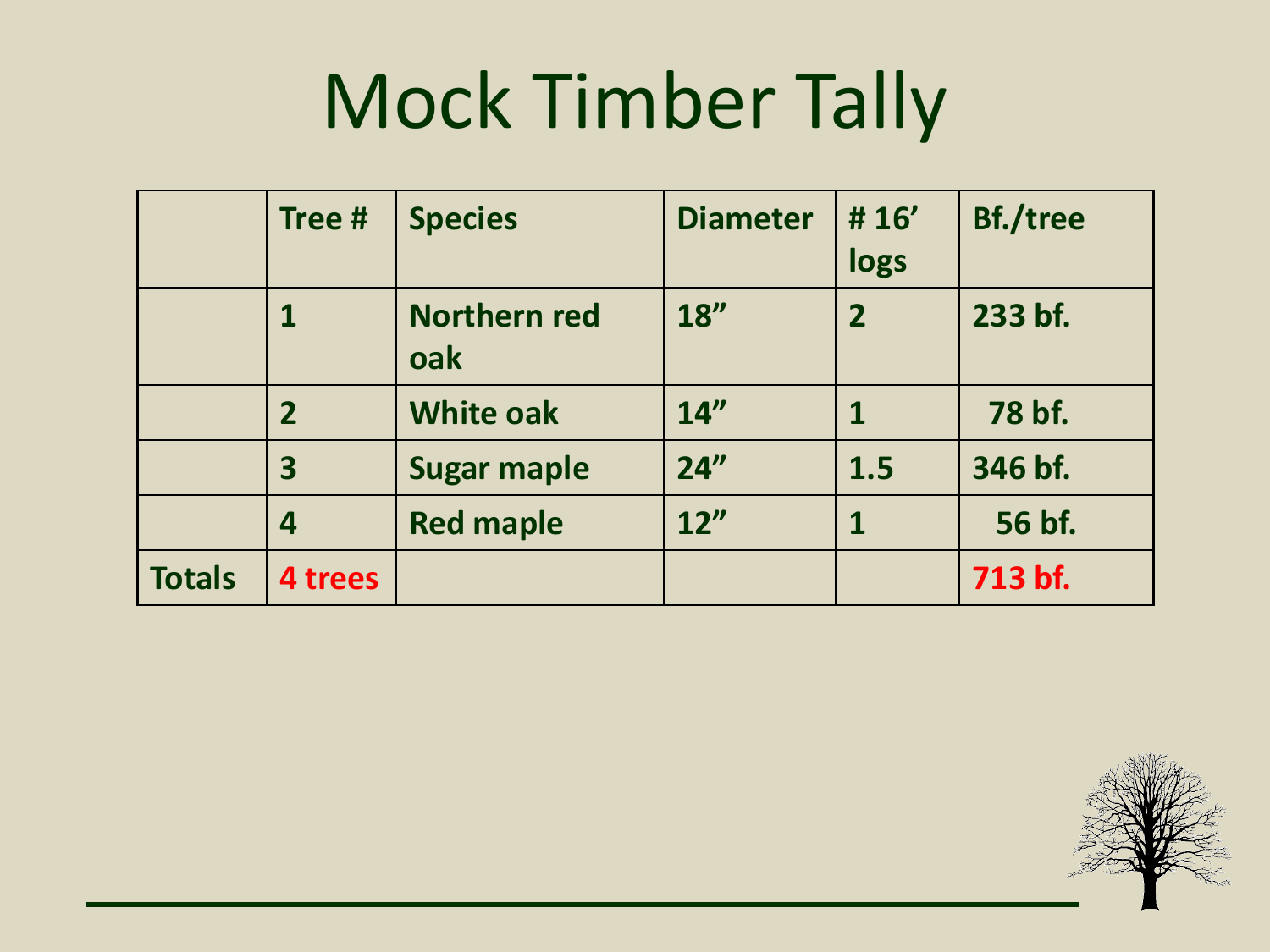# Mock Timber Tally

| | Tree # | Species | Diameter | # 16' logs | Bf./tree |
|---|---|---|---|---|---|
| | 1 | Northern red oak | 18" | 2 | 233 bf. |
| | 2 | White oak | 14" | 1 | 78 bf. |
| | 3 | Sugar maple | 24" | 1.5 | 346 bf. |
| | 4 | Red maple | 12" | 1 | 56 bf. |
| Totals | 4 trees | | | | 713 bf. |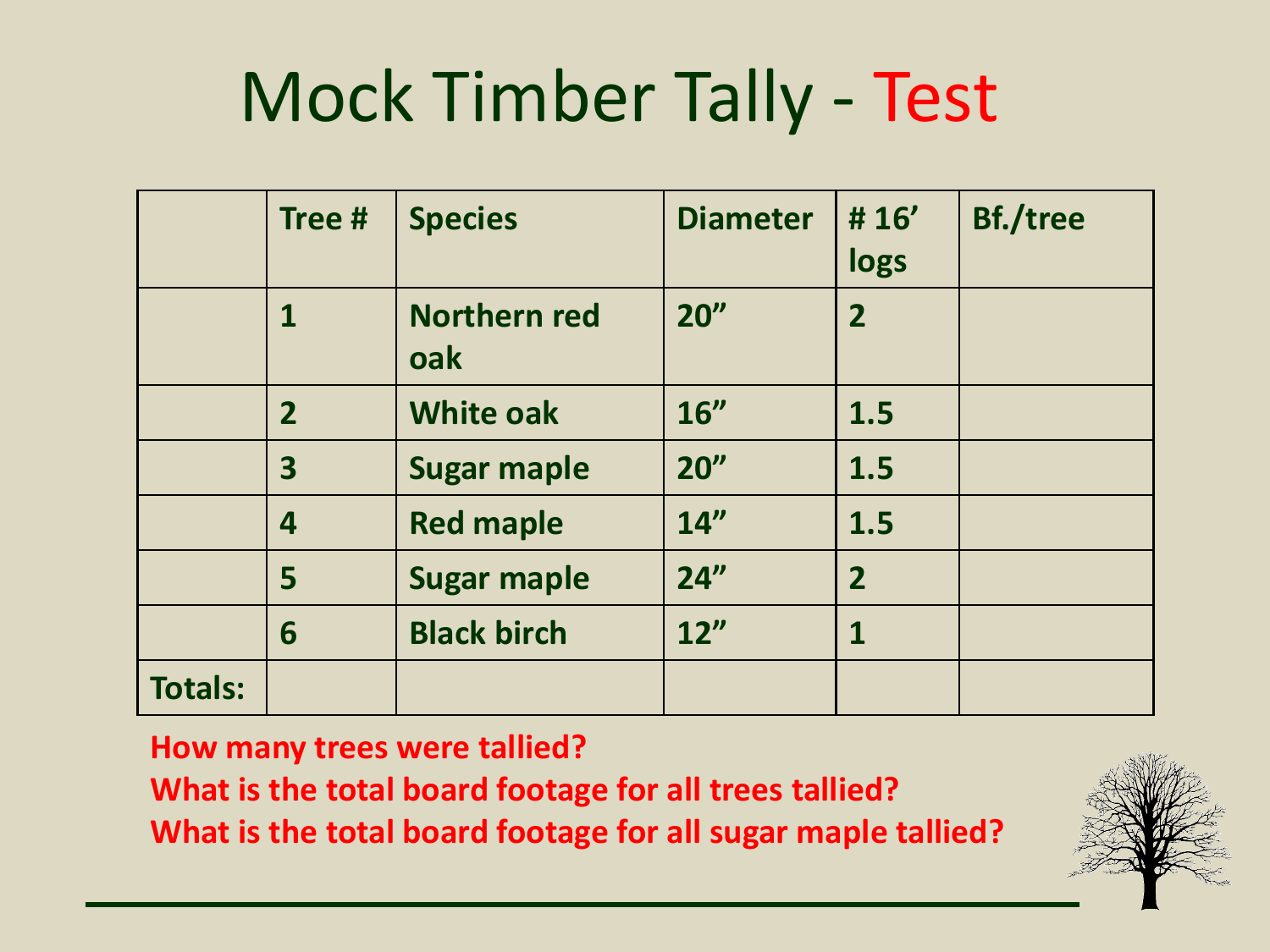# Mock Timber Tally - Test

| | Tree # | Species | Diameter | # 16' logs | Bf./tree |
|---|---|---|---|---|---|
| | 1 | Northern red oak | 20" | 2 | |
| | 2 | White oak | 16" | 1.5 | |
| | 3 | Sugar maple | 20" | 1.5 | |
| | 4 | Red maple | 14" | 1.5 | |
| | 5 | Sugar maple | 24" | 2 | |
| | 6 | Black birch | 12" | 1 | |
| Totals: | | | | | |

**How many trees were tallied?**

**What is the total board footage for all trees tallied?**

**What is the total board footage for all sugar maple tallied?**